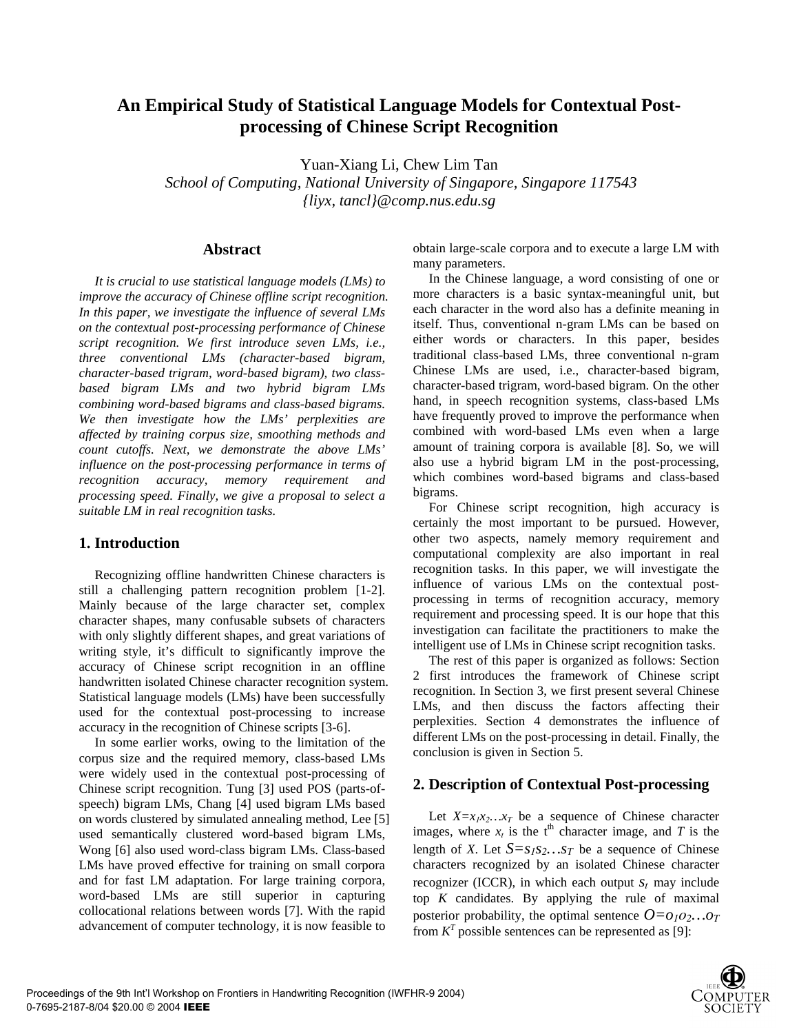# An Empirical Study of Statistical Language Models for Contextual Post-processing of Chinese Script Recognition

Yuan-Xiang Li, Chew Lim Tan

*School of Computing, National University of Singapore, Singapore 117543*

*{liyx, tancl}@comp.nus.edu.sg*

## Abstract

*It is crucial to use statistical language models (LMs) to improve the accuracy of Chinese offline script recognition. In this paper, we investigate the influence of several LMs on the contextual post-processing performance of Chinese script recognition. We first introduce seven LMs, i.e., three conventional LMs (character-based bigram, character-based trigram, word-based bigram), two class-based bigram LMs and two hybrid bigram LMs combining word-based bigrams and class-based bigrams. We then investigate how the LMs' perplexities are affected by training corpus size, smoothing methods and count cutoffs. Next, we demonstrate the above LMs' influence on the post-processing performance in terms of recognition accuracy, memory requirement and processing speed. Finally, we give a proposal to select a suitable LM in real recognition tasks.*

## 1. Introduction

Recognizing offline handwritten Chinese characters is still a challenging pattern recognition problem [1-2]. Mainly because of the large character set, complex character shapes, many confusable subsets of characters with only slightly different shapes, and great variations of writing style, it's difficult to significantly improve the accuracy of Chinese script recognition in an offline handwritten isolated Chinese character recognition system. Statistical language models (LMs) have been successfully used for the contextual post-processing to increase accuracy in the recognition of Chinese scripts [3-6].

In some earlier works, owing to the limitation of the corpus size and the required memory, class-based LMs were widely used in the contextual post-processing of Chinese script recognition. Tung [3] used POS (parts-of-speech) bigram LMs, Chang [4] used bigram LMs based on words clustered by simulated annealing method, Lee [5] used semantically clustered word-based bigram LMs, Wong [6] also used word-class bigram LMs. Class-based LMs have proved effective for training on small corpora and for fast LM adaptation. For large training corpora, word-based LMs are still superior in capturing collocational relations between words [7]. With the rapid advancement of computer technology, it is now feasible to obtain large-scale corpora and to execute a large LM with many parameters.

In the Chinese language, a word consisting of one or more characters is a basic syntax-meaningful unit, but each character in the word also has a definite meaning in itself. Thus, conventional n-gram LMs can be based on either words or characters. In this paper, besides traditional class-based LMs, three conventional n-gram Chinese LMs are used, i.e., character-based bigram, character-based trigram, word-based bigram. On the other hand, in speech recognition systems, class-based LMs have frequently proved to improve the performance when combined with word-based LMs even when a large amount of training corpora is available [8]. So, we will also use a hybrid bigram LM in the post-processing, which combines word-based bigrams and class-based bigrams.

For Chinese script recognition, high accuracy is certainly the most important to be pursued. However, other two aspects, namely memory requirement and computational complexity are also important in real recognition tasks. In this paper, we will investigate the influence of various LMs on the contextual post-processing in terms of recognition accuracy, memory requirement and processing speed. It is our hope that this investigation can facilitate the practitioners to make the intelligent use of LMs in Chinese script recognition tasks.

The rest of this paper is organized as follows: Section 2 first introduces the framework of Chinese script recognition. In Section 3, we first present several Chinese LMs, and then discuss the factors affecting their perplexities. Section 4 demonstrates the influence of different LMs on the post-processing in detail. Finally, the conclusion is given in Section 5.

## 2. Description of Contextual Post-processing

Let $X=x_1x_2\ldots x_T$ be a sequence of Chinese character images, where $x_t$ is the $t^{th}$ character image, and $T$ is the length of $X$. Let $S=s_1s_2\ldots s_T$ be a sequence of Chinese characters recognized by an isolated Chinese character recognizer (ICCR), in which each output $s_t$ may include top $K$ candidates. By applying the rule of maximal posterior probability, the optimal sentence $O=o_1o_2\ldots o_T$ from $K^T$ possible sentences can be represented as [9]: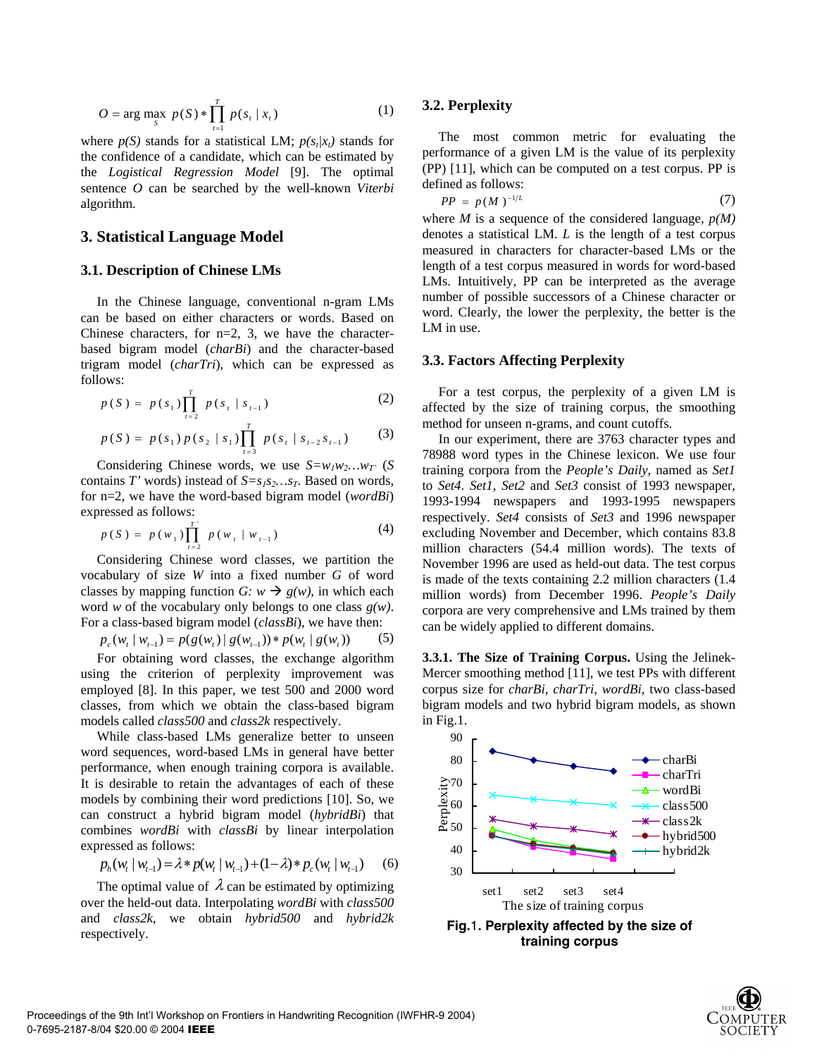$$O = \arg\max_{S} \; p(S) * \prod_{t=1}^{T} p(s_t \mid x_t) \quad (1)$$

where *p(S)* stands for a statistical LM; $p(s_t|x_t)$ stands for the confidence of a candidate, which can be estimated by the *Logistical Regression Model* [9]. The optimal sentence *O* can be searched by the well-known *Viterbi* algorithm.

## 3. Statistical Language Model

### 3.1. Description of Chinese LMs

In the Chinese language, conventional n-gram LMs can be based on either characters or words. Based on Chinese characters, for n=2, 3, we have the character-based bigram model (*charBi*) and the character-based trigram model (*charTri*), which can be expressed as follows:

$$p(S) = p(s_1) \prod_{t=2}^{T} p(s_t \mid s_{t-1}) \quad (2)$$

$$p(S) = p(s_1) p(s_2 \mid s_1) \prod_{t=3}^{T} p(s_t \mid s_{t-2} s_{t-1}) \quad (3)$$

Considering Chinese words, we use $S=w_1w_2\ldots w_{T'}$ (*S* contains *T'* words) instead of $S=s_1s_2\ldots s_T$. Based on words, for n=2, we have the word-based bigram model (*wordBi*) expressed as follows:

$$p(S) = p(w_1) \prod_{t=2}^{T'} p(w_t \mid w_{t-1}) \quad (4)$$

Considering Chinese word classes, we partition the vocabulary of size *W* into a fixed number *G* of word classes by mapping function $G: w \rightarrow g(w)$, in which each word *w* of the vocabulary only belongs to one class *g(w)*. For a class-based bigram model (*classBi*), we have then:

$$p_c(w_t \mid w_{t-1}) = p(g(w_t) \mid g(w_{t-1})) * p(w_t \mid g(w_t)) \quad (5)$$

For obtaining word classes, the exchange algorithm using the criterion of perplexity improvement was employed [8]. In this paper, we test 500 and 2000 word classes, from which we obtain the class-based bigram models called *class500* and *class2k* respectively.

While class-based LMs generalize better to unseen word sequences, word-based LMs in general have better performance, when enough training corpora is available. It is desirable to retain the advantages of each of these models by combining their word predictions [10]. So, we can construct a hybrid bigram model (*hybridBi*) that combines *wordBi* with *classBi* by linear interpolation expressed as follows:

$$p_h(w_t \mid w_{t-1}) = \lambda * p(w_t \mid w_{t-1}) + (1-\lambda) * p_c(w_t \mid w_{t-1}) \quad (6)$$

The optimal value of $\lambda$ can be estimated by optimizing over the held-out data. Interpolating *wordBi* with *class500* and *class2k*, we obtain *hybrid500* and *hybrid2k* respectively.

### 3.2. Perplexity

The most common metric for evaluating the performance of a given LM is the value of its perplexity (PP) [11], which can be computed on a test corpus. PP is defined as follows:

$$PP = p(M)^{-1/L} \quad (7)$$

where *M* is a sequence of the considered language, *p(M)* denotes a statistical LM. *L* is the length of a test corpus measured in characters for character-based LMs or the length of a test corpus measured in words for word-based LMs. Intuitively, PP can be interpreted as the average number of possible successors of a Chinese character or word. Clearly, the lower the perplexity, the better is the LM in use.

### 3.3. Factors Affecting Perplexity

For a test corpus, the perplexity of a given LM is affected by the size of training corpus, the smoothing method for unseen n-grams, and count cutoffs.

In our experiment, there are 3763 character types and 78988 word types in the Chinese lexicon. We use four training corpora from the *People's Daily*, named as *Set1* to *Set4*. *Set1*, *Set2* and *Set3* consist of 1993 newspaper, 1993-1994 newspapers and 1993-1995 newspapers respectively. *Set4* consists of *Set3* and 1996 newspaper excluding November and December, which contains 83.8 million characters (54.4 million words). The texts of November 1996 are used as held-out data. The test corpus is made of the texts containing 2.2 million characters (1.4 million words) from December 1996. *People's Daily* corpora are very comprehensive and LMs trained by them can be widely applied to different domains.

**3.3.1. The Size of Training Corpus.** Using the Jelinek-Mercer smoothing method [11], we test PPs with different corpus size for *charBi*, *charTri*, *wordBi*, two class-based bigram models and two hybrid bigram models, as shown in Fig.1.

**Fig.1. Perplexity affected by the size of training corpus**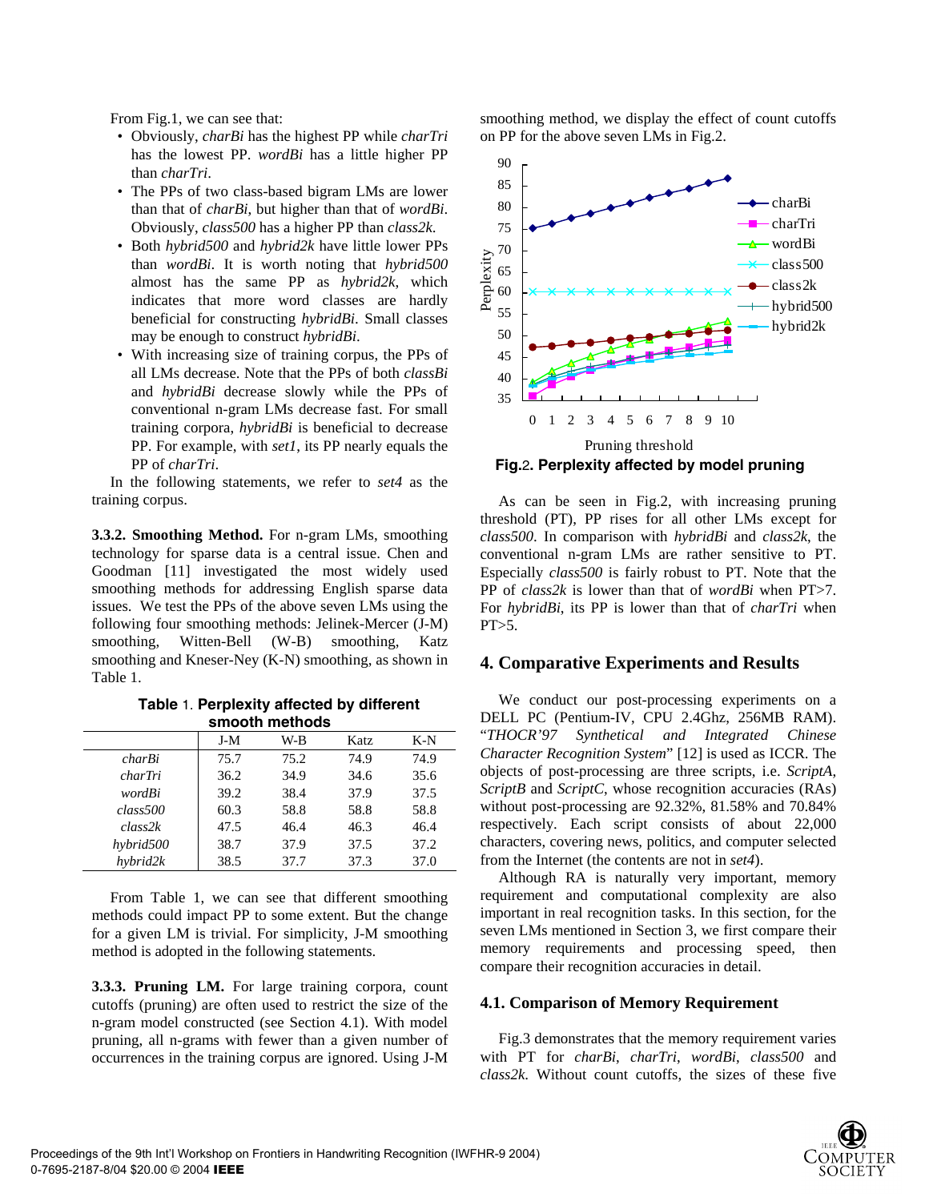From Fig.1, we can see that:

- Obviously, *charBi* has the highest PP while *charTri* has the lowest PP. *wordBi* has a little higher PP than *charTri*.
- The PPs of two class-based bigram LMs are lower than that of *charBi*, but higher than that of *wordBi*. Obviously, *class500* has a higher PP than *class2k*.
- Both *hybrid500* and *hybrid2k* have little lower PPs than *wordBi*. It is worth noting that *hybrid500* almost has the same PP as *hybrid2k*, which indicates that more word classes are hardly beneficial for constructing *hybridBi*. Small classes may be enough to construct *hybridBi*.
- With increasing size of training corpus, the PPs of all LMs decrease. Note that the PPs of both *classBi* and *hybridBi* decrease slowly while the PPs of conventional n-gram LMs decrease fast. For small training corpora, *hybridBi* is beneficial to decrease PP. For example, with *set1*, its PP nearly equals the PP of *charTri*.

In the following statements, we refer to *set4* as the training corpus.

**3.3.2. Smoothing Method.** For n-gram LMs, smoothing technology for sparse data is a central issue. Chen and Goodman [11] investigated the most widely used smoothing methods for addressing English sparse data issues. We test the PPs of the above seven LMs using the following four smoothing methods: Jelinek-Mercer (J-M) smoothing, Witten-Bell (W-B) smoothing, Katz smoothing and Kneser-Ney (K-N) smoothing, as shown in Table 1.

**Table 1. Perplexity affected by different smooth methods**

| | J-M | W-B | Katz | K-N |
|---|---|---|---|---|
| *charBi* | 75.7 | 75.2 | 74.9 | 74.9 |
| *charTri* | 36.2 | 34.9 | 34.6 | 35.6 |
| *wordBi* | 39.2 | 38.4 | 37.9 | 37.5 |
| *class500* | 60.3 | 58.8 | 58.8 | 58.8 |
| *class2k* | 47.5 | 46.4 | 46.3 | 46.4 |
| *hybrid500* | 38.7 | 37.9 | 37.5 | 37.2 |
| *hybrid2k* | 38.5 | 37.7 | 37.3 | 37.0 |

From Table 1, we can see that different smoothing methods could impact PP to some extent. But the change for a given LM is trivial. For simplicity, J-M smoothing method is adopted in the following statements.

**3.3.3. Pruning LM.** For large training corpora, count cutoffs (pruning) are often used to restrict the size of the n-gram model constructed (see Section 4.1). With model pruning, all n-grams with fewer than a given number of occurrences in the training corpus are ignored. Using J-M smoothing method, we display the effect of count cutoffs on PP for the above seven LMs in Fig.2.

**Fig.2. Perplexity affected by model pruning**

As can be seen in Fig.2, with increasing pruning threshold (PT), PP rises for all other LMs except for *class500*. In comparison with *hybridBi* and *class2k*, the conventional n-gram LMs are rather sensitive to PT. Especially *class500* is fairly robust to PT. Note that the PP of *class2k* is lower than that of *wordBi* when PT>7. For *hybridBi*, its PP is lower than that of *charTri* when PT>5.

## 4. Comparative Experiments and Results

We conduct our post-processing experiments on a DELL PC (Pentium-IV, CPU 2.4Ghz, 256MB RAM). "*THOCR'97 Synthetical and Integrated Chinese Character Recognition System*" [12] is used as ICCR. The objects of post-processing are three scripts, i.e. *ScriptA*, *ScriptB* and *ScriptC*, whose recognition accuracies (RAs) without post-processing are 92.32%, 81.58% and 70.84% respectively. Each script consists of about 22,000 characters, covering news, politics, and computer selected from the Internet (the contents are not in *set4*).

Although RA is naturally very important, memory requirement and computational complexity are also important in real recognition tasks. In this section, for the seven LMs mentioned in Section 3, we first compare their memory requirements and processing speed, then compare their recognition accuracies in detail.

### 4.1. Comparison of Memory Requirement

Fig.3 demonstrates that the memory requirement varies with PT for *charBi*, *charTri*, *wordBi*, *class500* and *class2k*. Without count cutoffs, the sizes of these five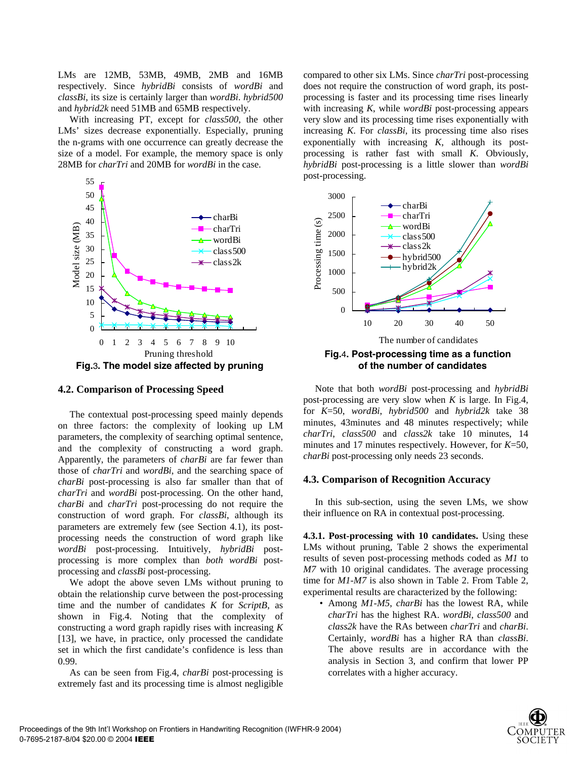LMs are 12MB, 53MB, 49MB, 2MB and 16MB respectively. Since *hybridBi* consists of *wordBi* and *classBi*, its size is certainly larger than *wordBi*. *hybrid500* and *hybrid2k* need 51MB and 65MB respectively.

With increasing PT, except for *class500*, the other LMs' sizes decrease exponentially. Especially, pruning the n-grams with one occurrence can greatly decrease the size of a model. For example, the memory space is only 28MB for *charTri* and 20MB for *wordBi* in the case.

**Fig.3. The model size affected by pruning**

### 4.2. Comparison of Processing Speed

The contextual post-processing speed mainly depends on three factors: the complexity of looking up LM parameters, the complexity of searching optimal sentence, and the complexity of constructing a word graph. Apparently, the parameters of *charBi* are far fewer than those of *charTri* and *wordBi*, and the searching space of *charBi* post-processing is also far smaller than that of *charTri* and *wordBi* post-processing. On the other hand, *charBi* and *charTri* post-processing do not require the construction of word graph. For *classBi*, although its parameters are extremely few (see Section 4.1), its post-processing needs the construction of word graph like *wordBi* post-processing. Intuitively, *hybridBi* post-processing is more complex than *both wordBi* post-processing and *classBi* post-processing.

We adopt the above seven LMs without pruning to obtain the relationship curve between the post-processing time and the number of candidates *K* for *ScriptB*, as shown in Fig.4. Noting that the complexity of constructing a word graph rapidly rises with increasing *K* [13], we have, in practice, only processed the candidate set in which the first candidate's confidence is less than 0.99.

As can be seen from Fig.4, *charBi* post-processing is extremely fast and its processing time is almost negligible compared to other six LMs. Since *charTri* post-processing does not require the construction of word graph, its post-processing is faster and its processing time rises linearly with increasing *K*, while *wordBi* post-processing appears very slow and its processing time rises exponentially with increasing *K*. For *classBi*, its processing time also rises exponentially with increasing *K*, although its post-processing is rather fast with small *K*. Obviously, *hybridBi* post-processing is a little slower than *wordBi* post-processing.

**Fig.4. Post-processing time as a function of the number of candidates**

Note that both *wordBi* post-processing and *hybridBi* post-processing are very slow when *K* is large. In Fig.4, for *K*=50, *wordBi*, *hybrid500* and *hybrid2k* take 38 minutes, 43minutes and 48 minutes respectively; while *charTri*, *class500* and *class2k* take 10 minutes, 14 minutes and 17 minutes respectively. However, for *K*=50, *charBi* post-processing only needs 23 seconds.

### 4.3. Comparison of Recognition Accuracy

In this sub-section, using the seven LMs, we show their influence on RA in contextual post-processing.

**4.3.1. Post-processing with 10 candidates.** Using these LMs without pruning, Table 2 shows the experimental results of seven post-processing methods coded as *M1* to *M7* with 10 original candidates. The average processing time for *M1-M7* is also shown in Table 2. From Table 2, experimental results are characterized by the following:

- Among *M1-M5*, *charBi* has the lowest RA, while *charTri* has the highest RA. *wordBi*, *class500* and *class2k* have the RAs between *charTri* and *charBi*. Certainly, *wordBi* has a higher RA than *classBi*. The above results are in accordance with the analysis in Section 3, and confirm that lower PP correlates with a higher accuracy.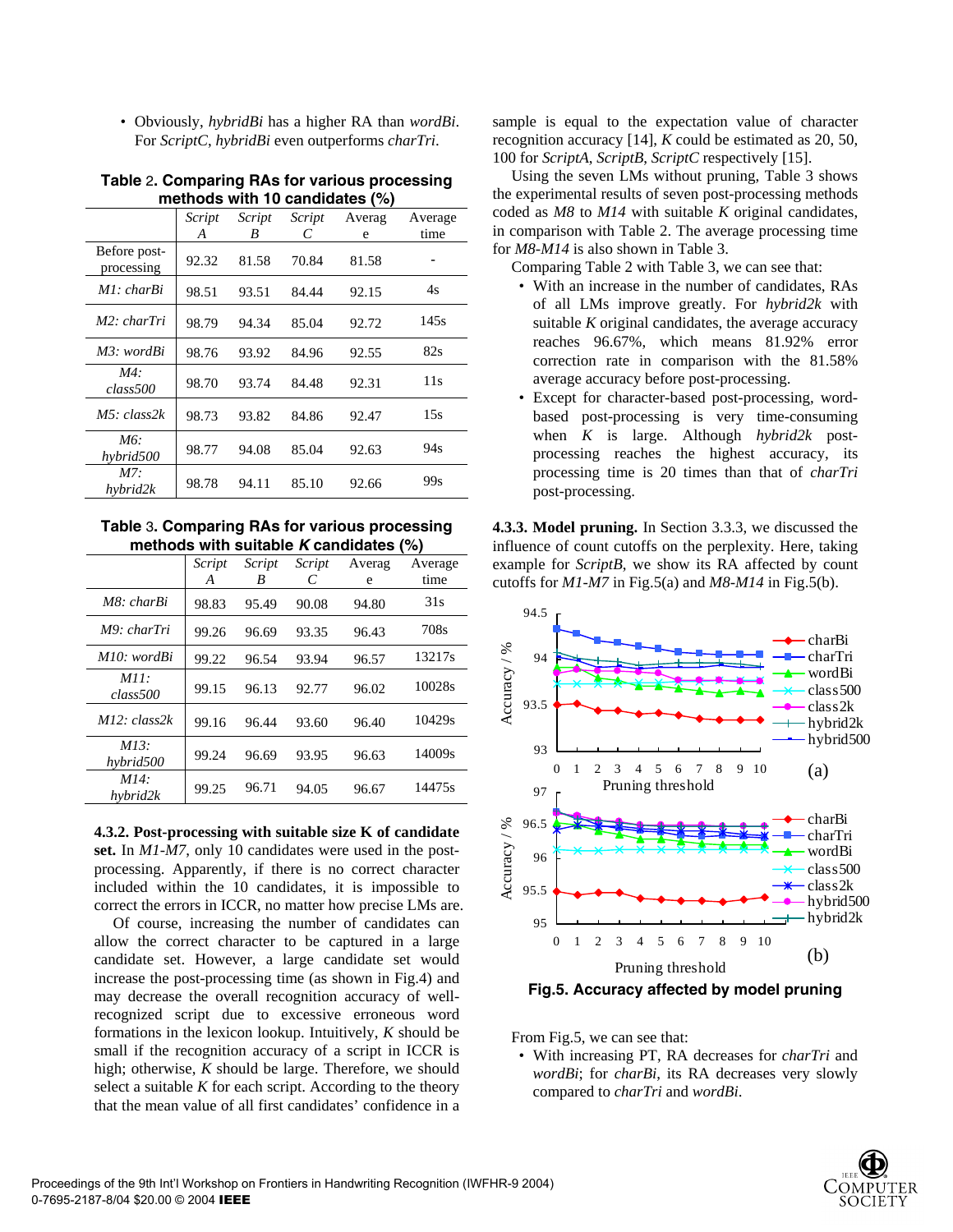- Obviously, *hybridBi* has a higher RA than *wordBi*. For *ScriptC*, *hybridBi* even outperforms *charTri*.

**Table 2. Comparing RAs for various processing methods with 10 candidates (%)**

| | *Script A* | *Script B* | *Script C* | Average | Average time |
|---|---|---|---|---|---|
| Before post-processing | 92.32 | 81.58 | 70.84 | 81.58 | - |
| *M1: charBi* | 98.51 | 93.51 | 84.44 | 92.15 | 4s |
| *M2: charTri* | 98.79 | 94.34 | 85.04 | 92.72 | 145s |
| *M3: wordBi* | 98.76 | 93.92 | 84.96 | 92.55 | 82s |
| *M4: class500* | 98.70 | 93.74 | 84.48 | 92.31 | 11s |
| *M5: class2k* | 98.73 | 93.82 | 84.86 | 92.47 | 15s |
| *M6: hybrid500* | 98.77 | 94.08 | 85.04 | 92.63 | 94s |
| *M7: hybrid2k* | 98.78 | 94.11 | 85.10 | 92.66 | 99s |

**Table 3. Comparing RAs for various processing methods with suitable *K* candidates (%)**

| | *Script A* | *Script B* | *Script C* | Average | Average time |
|---|---|---|---|---|---|
| *M8: charBi* | 98.83 | 95.49 | 90.08 | 94.80 | 31s |
| *M9: charTri* | 99.26 | 96.69 | 93.35 | 96.43 | 708s |
| *M10: wordBi* | 99.22 | 96.54 | 93.94 | 96.57 | 13217s |
| *M11: class500* | 99.15 | 96.13 | 92.77 | 96.02 | 10028s |
| *M12: class2k* | 99.16 | 96.44 | 93.60 | 96.40 | 10429s |
| *M13: hybrid500* | 99.24 | 96.69 | 93.95 | 96.63 | 14009s |
| *M14: hybrid2k* | 99.25 | 96.71 | 94.05 | 96.67 | 14475s |

**4.3.2. Post-processing with suitable size K of candidate set.** In *M1-M7*, only 10 candidates were used in the post-processing. Apparently, if there is no correct character included within the 10 candidates, it is impossible to correct the errors in ICCR, no matter how precise LMs are.

Of course, increasing the number of candidates can allow the correct character to be captured in a large candidate set. However, a large candidate set would increase the post-processing time (as shown in Fig.4) and may decrease the overall recognition accuracy of well-recognized script due to excessive erroneous word formations in the lexicon lookup. Intuitively, *K* should be small if the recognition accuracy of a script in ICCR is high; otherwise, *K* should be large. Therefore, we should select a suitable *K* for each script. According to the theory that the mean value of all first candidates' confidence in a sample is equal to the expectation value of character recognition accuracy [14], *K* could be estimated as 20, 50, 100 for *ScriptA*, *ScriptB*, *ScriptC* respectively [15].

Using the seven LMs without pruning, Table 3 shows the experimental results of seven post-processing methods coded as *M8* to *M14* with suitable *K* original candidates, in comparison with Table 2. The average processing time for *M8-M14* is also shown in Table 3.

Comparing Table 2 with Table 3, we can see that:

- With an increase in the number of candidates, RAs of all LMs improve greatly. For *hybrid2k* with suitable *K* original candidates, the average accuracy reaches 96.67%, which means 81.92% error correction rate in comparison with the 81.58% average accuracy before post-processing.
- Except for character-based post-processing, word-based post-processing is very time-consuming when *K* is large. Although *hybrid2k* post-processing reaches the highest accuracy, its processing time is 20 times than that of *charTri* post-processing.

**4.3.3. Model pruning.** In Section 3.3.3, we discussed the influence of count cutoffs on the perplexity. Here, taking example for *ScriptB*, we show its RA affected by count cutoffs for *M1-M7* in Fig.5(a) and *M8-M14* in Fig.5(b).

**Fig.5. Accuracy affected by model pruning**

From Fig.5, we can see that:

- With increasing PT, RA decreases for *charTri* and *wordBi*; for *charBi*, its RA decreases very slowly compared to *charTri* and *wordBi*.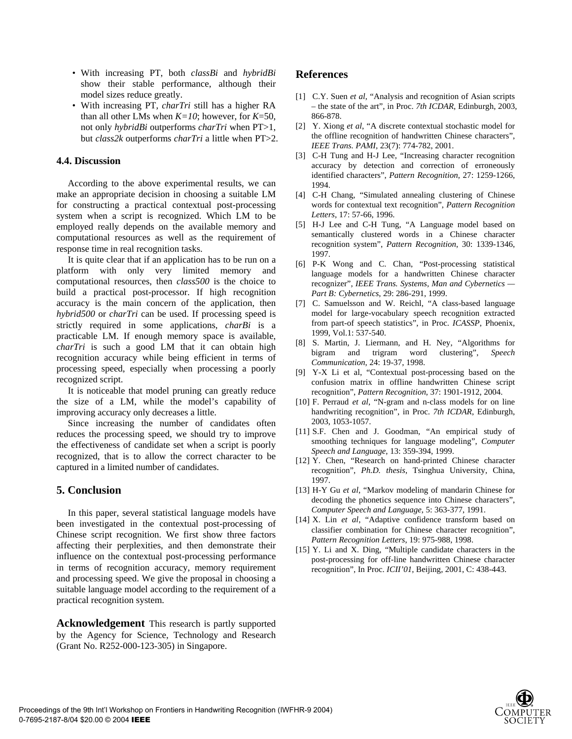- With increasing PT, both *classBi* and *hybridBi* show their stable performance, although their model sizes reduce greatly.
- With increasing PT, *charTri* still has a higher RA than all other LMs when $K=10$; however, for $K$=50, not only *hybridBi* outperforms *charTri* when PT>1, but *class2k* outperforms *charTri* a little when PT>2.

### 4.4. Discussion

According to the above experimental results, we can make an appropriate decision in choosing a suitable LM for constructing a practical contextual post-processing system when a script is recognized. Which LM to be employed really depends on the available memory and computational resources as well as the requirement of response time in real recognition tasks.

It is quite clear that if an application has to be run on a platform with only very limited memory and computational resources, then *class500* is the choice to build a practical post-processor. If high recognition accuracy is the main concern of the application, then *hybrid500* or *charTri* can be used. If processing speed is strictly required in some applications, *charBi* is a practicable LM. If enough memory space is available, *charTri* is such a good LM that it can obtain high recognition accuracy while being efficient in terms of processing speed, especially when processing a poorly recognized script.

It is noticeable that model pruning can greatly reduce the size of a LM, while the model's capability of improving accuracy only decreases a little.

Since increasing the number of candidates often reduces the processing speed, we should try to improve the effectiveness of candidate set when a script is poorly recognized, that is to allow the correct character to be captured in a limited number of candidates.

## 5. Conclusion

In this paper, several statistical language models have been investigated in the contextual post-processing of Chinese script recognition. We first show three factors affecting their perplexities, and then demonstrate their influence on the contextual post-processing performance in terms of recognition accuracy, memory requirement and processing speed. We give the proposal in choosing a suitable language model according to the requirement of a practical recognition system.

**Acknowledgement** This research is partly supported by the Agency for Science, Technology and Research (Grant No. R252-000-123-305) in Singapore.

## References

[1] C.Y. Suen *et al*, "Analysis and recognition of Asian scripts – the state of the art", in Proc. *7th ICDAR*, Edinburgh, 2003, 866-878.

[2] Y. Xiong *et al*, "A discrete contextual stochastic model for the offline recognition of handwritten Chinese characters", *IEEE Trans. PAMI*, 23(7): 774-782, 2001.

[3] C-H Tung and H-J Lee, "Increasing character recognition accuracy by detection and correction of erroneously identified characters", *Pattern Recognition*, 27: 1259-1266, 1994.

[4] C-H Chang, "Simulated annealing clustering of Chinese words for contextual text recognition", *Pattern Recognition Letters*, 17: 57-66, 1996.

[5] H-J Lee and C-H Tung, "A Language model based on semantically clustered words in a Chinese character recognition system", *Pattern Recognition*, 30: 1339-1346, 1997.

[6] P-K Wong and C. Chan, "Post-processing statistical language models for a handwritten Chinese character recognizer", *IEEE Trans. Systems, Man and Cybernetics — Part B: Cybernetics*, 29: 286-291, 1999.

[7] C. Samuelsson and W. Reichl, "A class-based language model for large-vocabulary speech recognition extracted from part-of speech statistics", in Proc. *ICASSP*, Phoenix, 1999, Vol.1: 537-540.

[8] S. Martin, J. Liermann, and H. Ney, "Algorithms for bigram and trigram word clustering", *Speech Communication*, 24: 19-37, 1998.

[9] Y-X Li et al, "Contextual post-processing based on the confusion matrix in offline handwritten Chinese script recognition", *Pattern Recognition*, 37: 1901-1912, 2004.

[10] F. Perraud *et al*, "N-gram and n-class models for on line handwriting recognition", in Proc. *7th ICDAR*, Edinburgh, 2003, 1053-1057.

[11] S.F. Chen and J. Goodman, "An empirical study of smoothing techniques for language modeling", *Computer Speech and Language*, 13: 359-394, 1999.

[12] Y. Chen, "Research on hand-printed Chinese character recognition", *Ph.D. thesis*, Tsinghua University, China, 1997.

[13] H-Y Gu *et al*, "Markov modeling of mandarin Chinese for decoding the phonetics sequence into Chinese characters", *Computer Speech and Language*, 5: 363-377, 1991.

[14] X. Lin *et al*, "Adaptive confidence transform based on classifier combination for Chinese character recognition", *Pattern Recognition Letters*, 19: 975-988, 1998.

[15] Y. Li and X. Ding, "Multiple candidate characters in the post-processing for off-line handwritten Chinese character recognition", In Proc. *ICII'01*, Beijing, 2001, C: 438-443.